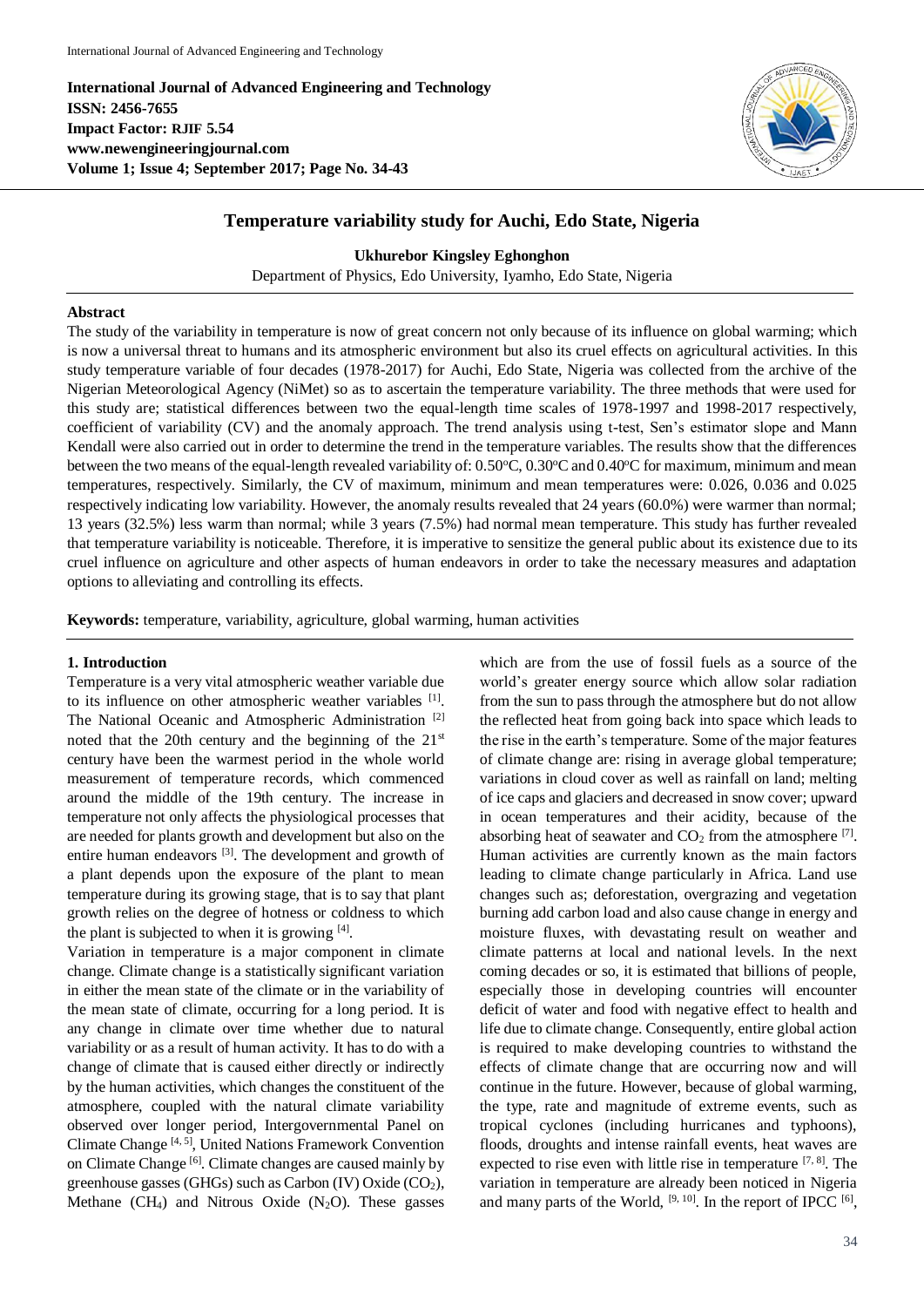**International Journal of Advanced Engineering and Technology**
**ISSN: 2456-7655**
**Impact Factor: RJIF 5.54**
**www.newengineeringjournal.com**
**Volume 1; Issue 4; September 2017; Page No. 34-43**

# Temperature variability study for Auchi, Edo State, Nigeria

**Ukhurebor Kingsley Eghonghon**

Department of Physics, Edo University, Iyamho, Edo State, Nigeria

## Abstract

The study of the variability in temperature is now of great concern not only because of its influence on global warming; which is now a universal threat to humans and its atmospheric environment but also its cruel effects on agricultural activities. In this study temperature variable of four decades (1978-2017) for Auchi, Edo State, Nigeria was collected from the archive of the Nigerian Meteorological Agency (NiMet) so as to ascertain the temperature variability. The three methods that were used for this study are; statistical differences between two the equal-length time scales of 1978-1997 and 1998-2017 respectively, coefficient of variability (CV) and the anomaly approach. The trend analysis using t-test, Sen's estimator slope and Mann Kendall were also carried out in order to determine the trend in the temperature variables. The results show that the differences between the two means of the equal-length revealed variability of: 0.50°C, 0.30°C and 0.40°C for maximum, minimum and mean temperatures, respectively. Similarly, the CV of maximum, minimum and mean temperatures were: 0.026, 0.036 and 0.025 respectively indicating low variability. However, the anomaly results revealed that 24 years (60.0%) were warmer than normal; 13 years (32.5%) less warm than normal; while 3 years (7.5%) had normal mean temperature. This study has further revealed that temperature variability is noticeable. Therefore, it is imperative to sensitize the general public about its existence due to its cruel influence on agriculture and other aspects of human endeavors in order to take the necessary measures and adaptation options to alleviating and controlling its effects.

**Keywords:** temperature, variability, agriculture, global warming, human activities

## 1. Introduction

Temperature is a very vital atmospheric weather variable due to its influence on other atmospheric weather variables [1]. The National Oceanic and Atmospheric Administration [2] noted that the 20th century and the beginning of the 21st century have been the warmest period in the whole world measurement of temperature records, which commenced around the middle of the 19th century. The increase in temperature not only affects the physiological processes that are needed for plants growth and development but also on the entire human endeavors [3]. The development and growth of a plant depends upon the exposure of the plant to mean temperature during its growing stage, that is to say that plant growth relies on the degree of hotness or coldness to which the plant is subjected to when it is growing [4].

Variation in temperature is a major component in climate change. Climate change is a statistically significant variation in either the mean state of the climate or in the variability of the mean state of climate, occurring for a long period. It is any change in climate over time whether due to natural variability or as a result of human activity. It has to do with a change of climate that is caused either directly or indirectly by the human activities, which changes the constituent of the atmosphere, coupled with the natural climate variability observed over longer period, Intergovernmental Panel on Climate Change [4, 5], United Nations Framework Convention on Climate Change [6]. Climate changes are caused mainly by greenhouse gasses (GHGs) such as Carbon (IV) Oxide ($CO_2$), Methane ($CH_4$) and Nitrous Oxide ($N_2O$). These gasses which are from the use of fossil fuels as a source of the world's greater energy source which allow solar radiation from the sun to pass through the atmosphere but do not allow the reflected heat from going back into space which leads to the rise in the earth's temperature. Some of the major features of climate change are: rising in average global temperature; variations in cloud cover as well as rainfall on land; melting of ice caps and glaciers and decreased in snow cover; upward in ocean temperatures and their acidity, because of the absorbing heat of seawater and $CO_2$ from the atmosphere [7]. Human activities are currently known as the main factors leading to climate change particularly in Africa. Land use changes such as; deforestation, overgrazing and vegetation burning add carbon load and also cause change in energy and moisture fluxes, with devastating result on weather and climate patterns at local and national levels. In the next coming decades or so, it is estimated that billions of people, especially those in developing countries will encounter deficit of water and food with negative effect to health and life due to climate change. Consequently, entire global action is required to make developing countries to withstand the effects of climate change that are occurring now and will continue in the future. However, because of global warming, the type, rate and magnitude of extreme events, such as tropical cyclones (including hurricanes and typhoons), floods, droughts and intense rainfall events, heat waves are expected to rise even with little rise in temperature [7, 8]. The variation in temperature are already been noticed in Nigeria and many parts of the World, [9, 10]. In the report of IPCC [6],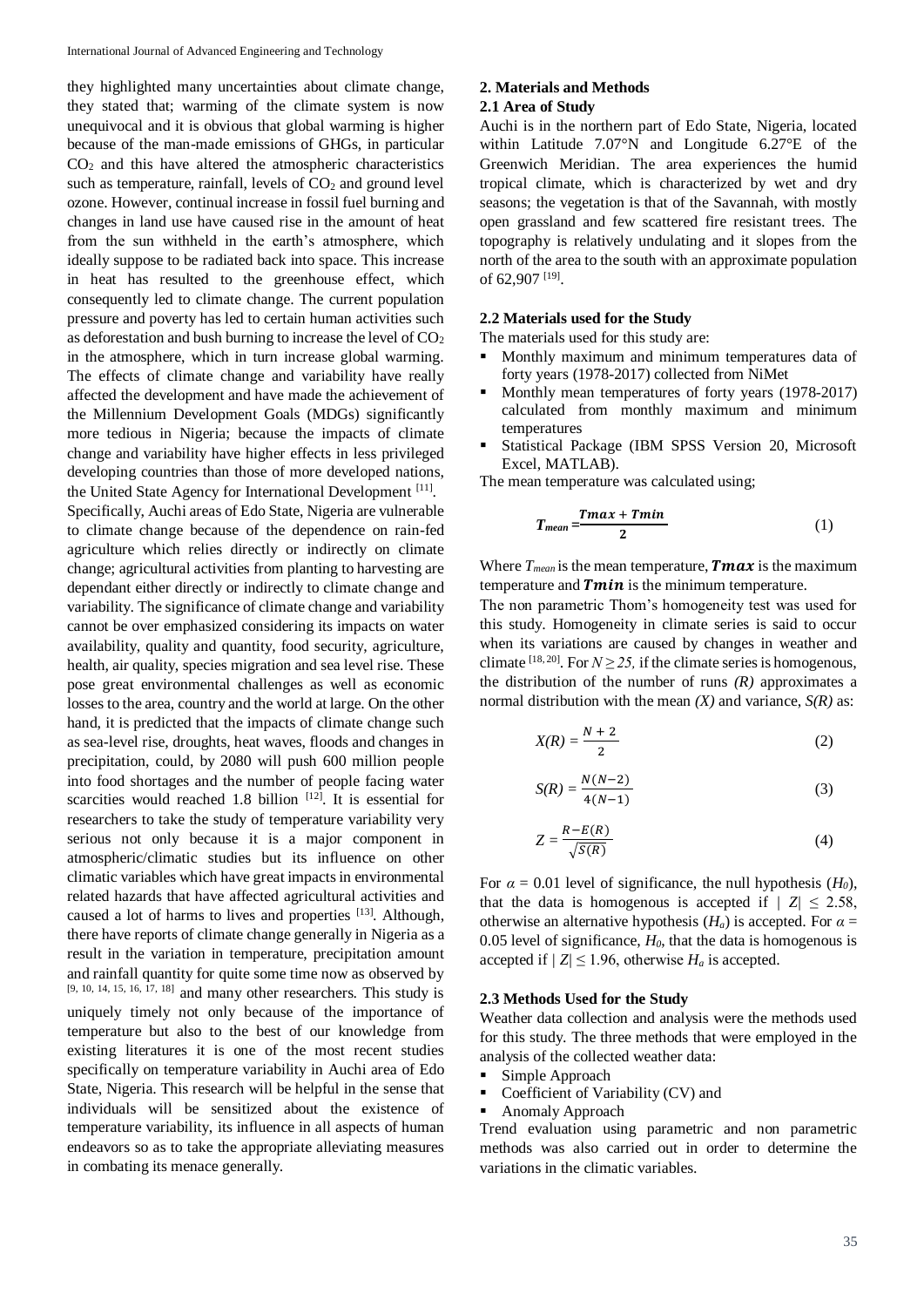they highlighted many uncertainties about climate change, they stated that; warming of the climate system is now unequivocal and it is obvious that global warming is higher because of the man-made emissions of GHGs, in particular $CO_2$ and this have altered the atmospheric characteristics such as temperature, rainfall, levels of $CO_2$ and ground level ozone. However, continual increase in fossil fuel burning and changes in land use have caused rise in the amount of heat from the sun withheld in the earth's atmosphere, which ideally suppose to be radiated back into space. This increase in heat has resulted to the greenhouse effect, which consequently led to climate change. The current population pressure and poverty has led to certain human activities such as deforestation and bush burning to increase the level of $CO_2$ in the atmosphere, which in turn increase global warming. The effects of climate change and variability have really affected the development and have made the achievement of the Millennium Development Goals (MDGs) significantly more tedious in Nigeria; because the impacts of climate change and variability have higher effects in less privileged developing countries than those of more developed nations, the United State Agency for International Development [11].

Specifically, Auchi areas of Edo State, Nigeria are vulnerable to climate change because of the dependence on rain-fed agriculture which relies directly or indirectly on climate change; agricultural activities from planting to harvesting are dependant either directly or indirectly to climate change and variability. The significance of climate change and variability cannot be over emphasized considering its impacts on water availability, quality and quantity, food security, agriculture, health, air quality, species migration and sea level rise. These pose great environmental challenges as well as economic losses to the area, country and the world at large. On the other hand, it is predicted that the impacts of climate change such as sea-level rise, droughts, heat waves, floods and changes in precipitation, could, by 2080 will push 600 million people into food shortages and the number of people facing water scarcities would reached 1.8 billion [12]. It is essential for researchers to take the study of temperature variability very serious not only because it is a major component in atmospheric/climatic studies but its influence on other climatic variables which have great impacts in environmental related hazards that have affected agricultural activities and caused a lot of harms to lives and properties [13]. Although, there have reports of climate change generally in Nigeria as a result in the variation in temperature, precipitation amount and rainfall quantity for quite some time now as observed by [9, 10, 14, 15, 16, 17, 18] and many other researchers. This study is uniquely timely not only because of the importance of temperature but also to the best of our knowledge from existing literatures it is one of the most recent studies specifically on temperature variability in Auchi area of Edo State, Nigeria. This research will be helpful in the sense that individuals will be sensitized about the existence of temperature variability, its influence in all aspects of human endeavors so as to take the appropriate alleviating measures in combating its menace generally.

## 2. Materials and Methods

### 2.1 Area of Study

Auchi is in the northern part of Edo State, Nigeria, located within Latitude 7.07°N and Longitude 6.27°E of the Greenwich Meridian. The area experiences the humid tropical climate, which is characterized by wet and dry seasons; the vegetation is that of the Savannah, with mostly open grassland and few scattered fire resistant trees. The topography is relatively undulating and it slopes from the north of the area to the south with an approximate population of 62,907 [19].

### 2.2 Materials used for the Study

The materials used for this study are:

- Monthly maximum and minimum temperatures data of forty years (1978-2017) collected from NiMet
- Monthly mean temperatures of forty years (1978-2017) calculated from monthly maximum and minimum temperatures
- Statistical Package (IBM SPSS Version 20, Microsoft Excel, MATLAB).

The mean temperature was calculated using;

$$T_{mean} = \frac{Tmax + Tmin}{2} \tag{1}$$

Where $T_{mean}$ is the mean temperature, $Tmax$ is the maximum temperature and $Tmin$ is the minimum temperature.

The non parametric Thom's homogeneity test was used for this study. Homogeneity in climate series is said to occur when its variations are caused by changes in weather and climate [18, 20]. For $N \geq 25$, if the climate series is homogenous, the distribution of the number of runs $(R)$ approximates a normal distribution with the mean $(X)$ and variance, $S(R)$ as:

$$X(R) = \frac{N+2}{2} \tag{2}$$

$$S(R) = \frac{N(N-2)}{4(N-1)} \tag{3}$$

$$Z = \frac{R - E(R)}{\sqrt{S(R)}} \tag{4}$$

For $\alpha = 0.01$ level of significance, the null hypothesis ($H_0$), that the data is homogenous is accepted if $|Z| \leq 2.58$, otherwise an alternative hypothesis ($H_a$) is accepted. For $\alpha = 0.05$ level of significance, $H_0$, that the data is homogenous is accepted if $|Z| \leq 1.96$, otherwise $H_a$ is accepted.

### 2.3 Methods Used for the Study

Weather data collection and analysis were the methods used for this study. The three methods that were employed in the analysis of the collected weather data:

- Simple Approach
- Coefficient of Variability (CV) and
- Anomaly Approach

Trend evaluation using parametric and non parametric methods was also carried out in order to determine the variations in the climatic variables.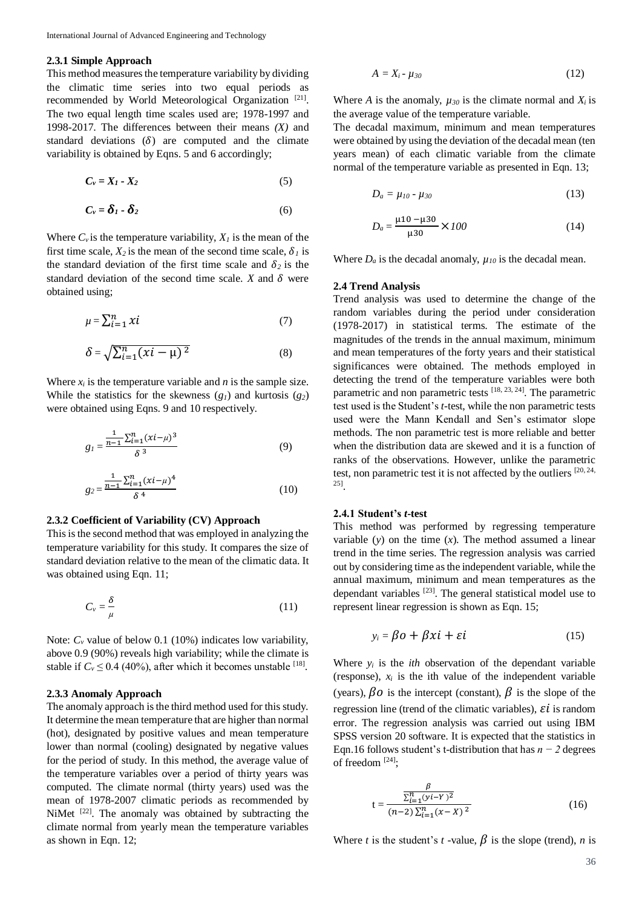### 2.3.1 Simple Approach

This method measures the temperature variability by dividing the climatic time series into two equal periods as recommended by World Meteorological Organization [21]. The two equal length time scales used are; 1978-1997 and 1998-2017. The differences between their means *(X)* and standard deviations ($\delta$) are computed and the climate variability is obtained by Eqns. 5 and 6 accordingly;

$$C_v = X_1 - X_2 \tag{5}$$

$$C_v = \delta_1 - \delta_2 \tag{6}$$

Where $C_v$ is the temperature variability, $X_1$ is the mean of the first time scale, $X_2$ is the mean of the second time scale, $\delta_1$ is the standard deviation of the first time scale and $\delta_2$ is the standard deviation of the second time scale. $X$ and $\delta$ were obtained using;

$$\mu = \sum_{i=1}^{n} xi \tag{7}$$

$$\delta = \sqrt{\sum_{i=1}^{n}(xi - \mu)^2} \tag{8}$$

Where $x_i$ is the temperature variable and $n$ is the sample size. While the statistics for the skewness ($g_1$) and kurtosis ($g_2$) were obtained using Eqns. 9 and 10 respectively.

$$g_1 = \frac{\frac{1}{n-1}\sum_{i=1}^{n}(xi-\mu)^3}{\delta^3} \tag{9}$$

$$g_2 = \frac{\frac{1}{n-1}\sum_{i=1}^{n}(xi-\mu)^4}{\delta^4} \tag{10}$$

### 2.3.2 Coefficient of Variability (CV) Approach

This is the second method that was employed in analyzing the temperature variability for this study. It compares the size of standard deviation relative to the mean of the climatic data. It was obtained using Eqn. 11;

$$C_v = \frac{\delta}{\mu} \tag{11}$$

Note: $C_v$ value of below 0.1 (10%) indicates low variability, above 0.9 (90%) reveals high variability; while the climate is stable if $C_v \leq 0.4$ (40%), after which it becomes unstable [18].

### 2.3.3 Anomaly Approach

The anomaly approach is the third method used for this study. It determine the mean temperature that are higher than normal (hot), designated by positive values and mean temperature lower than normal (cooling) designated by negative values for the period of study. In this method, the average value of the temperature variables over a period of thirty years was computed. The climate normal (thirty years) used was the mean of 1978-2007 climatic periods as recommended by NiMet [22]. The anomaly was obtained by subtracting the climate normal from yearly mean the temperature variables as shown in Eqn. 12;

$$A = X_i - \mu_{30} \tag{12}$$

Where $A$ is the anomaly, $\mu_{30}$ is the climate normal and $X_i$ is the average value of the temperature variable.

The decadal maximum, minimum and mean temperatures were obtained by using the deviation of the decadal mean (ten years mean) of each climatic variable from the climate normal of the temperature variable as presented in Eqn. 13;

$$D_a = \mu_{10} - \mu_{30} \tag{13}$$

$$D_a = \frac{\mu 10 - \mu 30}{\mu 30} \times 100 \tag{14}$$

Where $D_a$ is the decadal anomaly, $\mu_{10}$ is the decadal mean.

## 2.4 Trend Analysis

Trend analysis was used to determine the change of the random variables during the period under consideration (1978-2017) in statistical terms. The estimate of the magnitudes of the trends in the annual maximum, minimum and mean temperatures of the forty years and their statistical significances were obtained. The methods employed in detecting the trend of the temperature variables were both parametric and non parametric tests [18, 23, 24]. The parametric test used is the Student's *t*-test, while the non parametric tests used were the Mann Kendall and Sen's estimator slope methods. The non parametric test is more reliable and better when the distribution data are skewed and it is a function of ranks of the observations. However, unlike the parametric test, non parametric test it is not affected by the outliers [20, 24, 25].

### 2.4.1 Student's *t*-test

This method was performed by regressing temperature variable (*y*) on the time (*x*). The method assumed a linear trend in the time series. The regression analysis was carried out by considering time as the independent variable, while the annual maximum, minimum and mean temperatures as the dependant variables [23]. The general statistical model use to represent linear regression is shown as Eqn. 15;

$$y_i = \beta o + \beta xi + \varepsilon i \tag{15}$$

Where $y_i$ is the *ith* observation of the dependant variable (response), $x_i$ is the ith value of the independent variable (years), $\beta o$ is the intercept (constant), $\beta$ is the slope of the regression line (trend of the climatic variables), $\varepsilon i$ is random error. The regression analysis was carried out using IBM SPSS version 20 software. It is expected that the statistics in Eqn.16 follows student's t-distribution that has $n - 2$ degrees of freedom [24];

$$t = \frac{\beta}{\frac{\sum_{i=1}^{n}(yi-Y)^2}{(n-2)\sum_{i=1}^{n}(x-X)^2}} \tag{16}$$

Where $t$ is the student's $t$ -value, $\beta$ is the slope (trend), $n$ is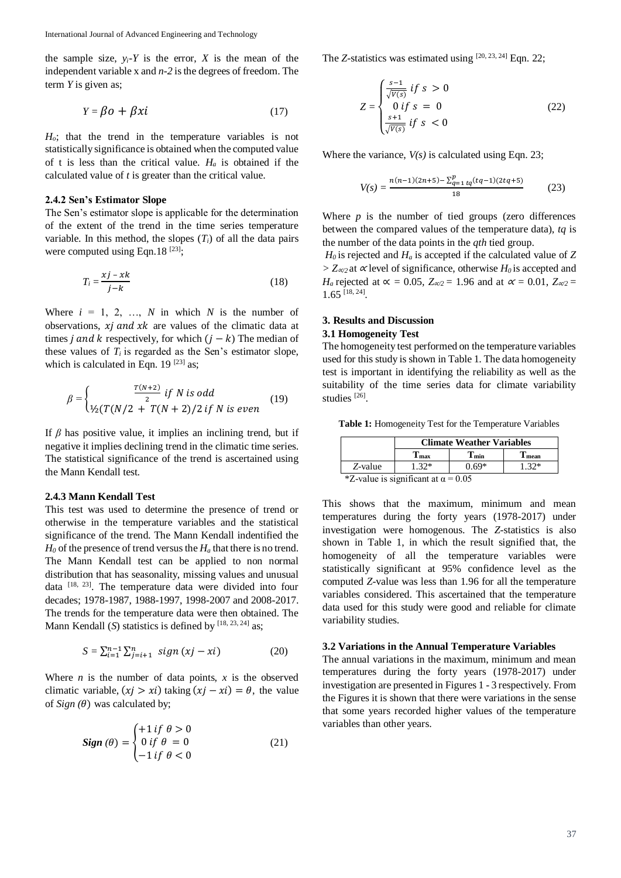the sample size, $y_i$-$Y$ is the error, $X$ is the mean of the independent variable x and $n$-$2$ is the degrees of freedom. The term $Y$ is given as;

$$Y = \beta o + \beta xi \tag{17}$$

$H_o$; that the trend in the temperature variables is not statistically significance is obtained when the computed value of t is less than the critical value. $H_a$ is obtained if the calculated value of $t$ is greater than the critical value.

### 2.4.2 Sen's Estimator Slope

The Sen's estimator slope is applicable for the determination of the extent of the trend in the time series temperature variable. In this method, the slopes ($T_i$) of all the data pairs were computed using Eqn.18 [23];

$$T_i = \frac{xj - xk}{j - k} \tag{18}$$

Where $i = 1, 2, \ldots, N$ in which $N$ is the number of observations, $xj$ $and$ $xk$ are values of the climatic data at times $j$ $and$ $k$ respectively, for which $(j - k)$ The median of these values of $T_i$ is regarded as the Sen's estimator slope, which is calculated in Eqn. 19 [23] as;

$$\beta = \begin{cases} \frac{T(N+2)}{2} \; if \; N \; is \; odd \\ \frac{1}{2}(T(N/2 + T(N+2)/2 \; if \; N \; is \; even \end{cases} \tag{19}$$

If $\beta$ has positive value, it implies an inclining trend, but if negative it implies declining trend in the climatic time series. The statistical significance of the trend is ascertained using the Mann Kendall test.

### 2.4.3 Mann Kendall Test

This test was used to determine the presence of trend or otherwise in the temperature variables and the statistical significance of the trend. The Mann Kendall indentified the $H_0$ of the presence of trend versus the $H_a$ that there is no trend. The Mann Kendall test can be applied to non normal distribution that has seasonality, missing values and unusual data [18, 23]. The temperature data were divided into four decades; 1978-1987, 1988-1997, 1998-2007 and 2008-2017. The trends for the temperature data were then obtained. The Mann Kendall ($S$) statistics is defined by [18, 23, 24] as;

$$S = \sum_{i=1}^{n-1} \sum_{j=i+1}^{n} \; sign \, (xj - xi) \tag{20}$$

Where $n$ is the number of data points, $x$ is the observed climatic variable, $(xj > xi)$ taking $(xj - xi) = \theta$, the value of $Sign \, (\theta)$ was calculated by;

$$\textbf{Sign} \, (\theta) = \begin{cases} +1 \; if \; \theta > 0 \\ 0 \; if \; \theta = 0 \\ -1 \; if \; \theta < 0 \end{cases} \tag{21}$$

The $Z$-statistics was estimated using [20, 23, 24] Eqn. 22;

$$Z = \begin{cases} \frac{s-1}{\sqrt{V(s)}} \; if \; s > 0 \\ 0 \; if \; s = 0 \\ \frac{s+1}{\sqrt{V(s)}} \; if \; s < 0 \end{cases} \tag{22}$$

Where the variance, $V(s)$ is calculated using Eqn. 23;

$$V(s) = \frac{n(n-1)(2n+5) - \sum_{q=1}^{p} tq(tq-1)(2tq+5)}{18} \tag{23}$$

Where $p$ is the number of tied groups (zero differences between the compared values of the temperature data), $tq$ is the number of the data points in the $qth$ tied group.

$H_0$ is rejected and $H_a$ is accepted if the calculated value of $Z > Z_{\propto/2}$ at $\propto$ level of significance, otherwise $H_0$ is accepted and $H_a$ rejected at $\propto = 0.05$, $Z_{\propto/2} = 1.96$ and at $\propto = 0.01$, $Z_{\propto/2} = 1.65$ [18, 24].

## 3. Results and Discussion

### 3.1 Homogeneity Test

The homogeneity test performed on the temperature variables used for this study is shown in Table 1. The data homogeneity test is important in identifying the reliability as well as the suitability of the time series data for climate variability studies [26].

**Table 1:** Homogeneity Test for the Temperature Variables

| | Climate Weather Variables | | |
|---|---|---|---|
| | $T_{max}$ | $T_{min}$ | $T_{mean}$ |
| $Z$-value | 1.32* | 0.69* | 1.32* |

*Z-value is significant at $\alpha = 0.05$

This shows that the maximum, minimum and mean temperatures during the forty years (1978-2017) under investigation were homogenous. The $Z$-statistics is also shown in Table 1, in which the result signified that, the homogeneity of all the temperature variables were statistically significant at 95% confidence level as the computed $Z$-value was less than 1.96 for all the temperature variables considered. This ascertained that the temperature data used for this study were good and reliable for climate variability studies.

### 3.2 Variations in the Annual Temperature Variables

The annual variations in the maximum, minimum and mean temperatures during the forty years (1978-2017) under investigation are presented in Figures 1 - 3 respectively. From the Figures it is shown that there were variations in the sense that some years recorded higher values of the temperature variables than other years.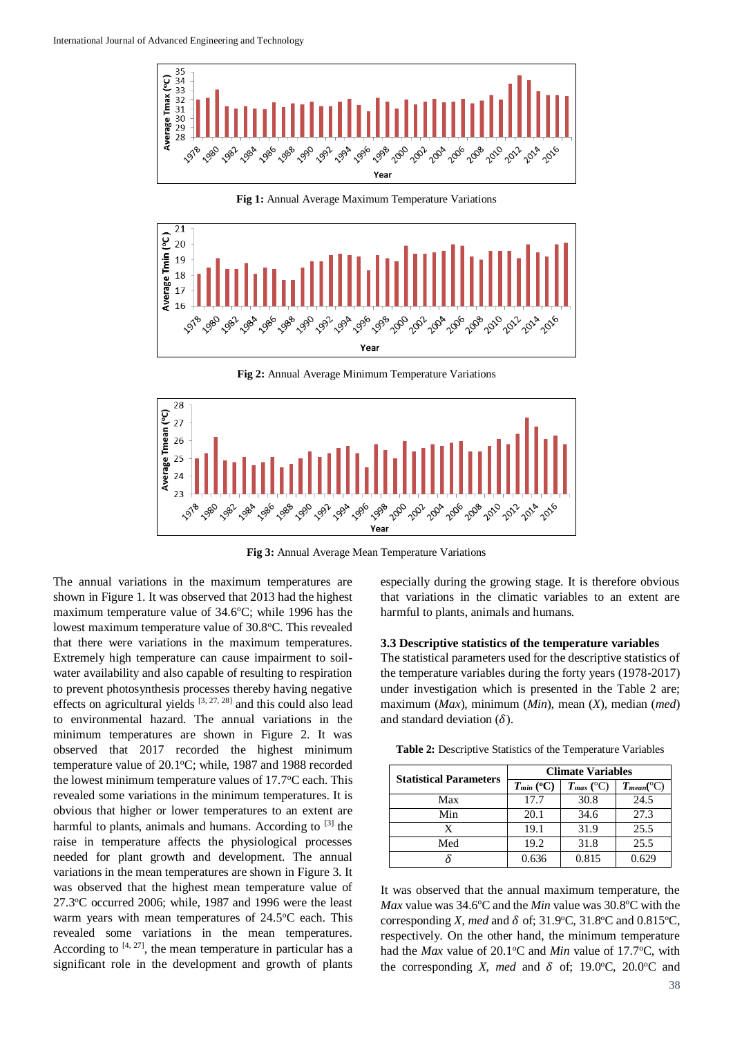Fig 1: Annual Average Maximum Temperature Variations

Fig 2: Annual Average Minimum Temperature Variations

Fig 3: Annual Average Mean Temperature Variations

The annual variations in the maximum temperatures are shown in Figure 1. It was observed that 2013 had the highest maximum temperature value of 34.6°C; while 1996 has the lowest maximum temperature value of 30.8°C. This revealed that there were variations in the maximum temperatures. Extremely high temperature can cause impairment to soil-water availability and also capable of resulting to respiration to prevent photosynthesis processes thereby having negative effects on agricultural yields [3, 27, 28] and this could also lead to environmental hazard. The annual variations in the minimum temperatures are shown in Figure 2. It was observed that 2017 recorded the highest minimum temperature value of 20.1°C; while, 1987 and 1988 recorded the lowest minimum temperature values of 17.7°C each. This revealed some variations in the minimum temperatures. It is obvious that higher or lower temperatures to an extent are harmful to plants, animals and humans. According to [3] the raise in temperature affects the physiological processes needed for plant growth and development. The annual variations in the mean temperatures are shown in Figure 3. It was observed that the highest mean temperature value of 27.3°C occurred 2006; while, 1987 and 1996 were the least warm years with mean temperatures of 24.5°C each. This revealed some variations in the mean temperatures. According to [4, 27], the mean temperature in particular has a significant role in the development and growth of plants especially during the growing stage. It is therefore obvious that variations in the climatic variables to an extent are harmful to plants, animals and humans.

### 3.3 Descriptive statistics of the temperature variables

The statistical parameters used for the descriptive statistics of the temperature variables during the forty years (1978-2017) under investigation which is presented in the Table 2 are; maximum (*Max*), minimum (*Min*), mean (*X*), median (*med*) and standard deviation ($\delta$).

**Table 2:** Descriptive Statistics of the Temperature Variables

| Statistical Parameters | Climate Variables | | |
|---|---|---|---|
| | $T_{min}$ (°C) | $T_{max}$ (°C) | $T_{mean}$(°C) |
| Max | 17.7 | 30.8 | 24.5 |
| Min | 20.1 | 34.6 | 27.3 |
| X | 19.1 | 31.9 | 25.5 |
| Med | 19.2 | 31.8 | 25.5 |
| $\delta$ | 0.636 | 0.815 | 0.629 |

It was observed that the annual maximum temperature, the *Max* value was 34.6°C and the *Min* value was 30.8°C with the corresponding *X*, *med* and $\delta$ of; 31.9°C, 31.8°C and 0.815°C, respectively. On the other hand, the minimum temperature had the *Max* value of 20.1°C and *Min* value of 17.7°C, with the corresponding *X*, *med* and $\delta$ of; 19.0°C, 20.0°C and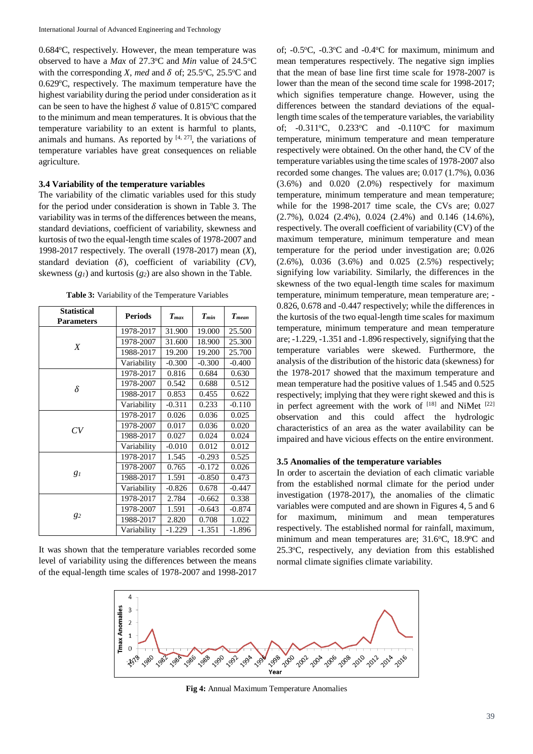0.684°C, respectively. However, the mean temperature was observed to have a *Max* of 27.3°C and *Min* value of 24.5°C with the corresponding *X*, *med* and $\delta$ of; 25.5°C, 25.5°C and 0.629°C, respectively. The maximum temperature have the highest variability during the period under consideration as it can be seen to have the highest $\delta$ value of 0.815°C compared to the minimum and mean temperatures. It is obvious that the temperature variability to an extent is harmful to plants, animals and humans. As reported by [4, 27], the variations of temperature variables have great consequences on reliable agriculture.

### 3.4 Variability of the temperature variables

The variability of the climatic variables used for this study for the period under consideration is shown in Table 3. The variability was in terms of the differences between the means, standard deviations, coefficient of variability, skewness and kurtosis of two the equal-length time scales of 1978-2007 and 1998-2017 respectively. The overall (1978-2017) mean (*X*), standard deviation ($\delta$), coefficient of variability (*CV*), skewness ($g_1$) and kurtosis ($g_2$) are also shown in the Table.

**Table 3:** Variability of the Temperature Variables

| Statistical Parameters | Periods | $T_{max}$ | $T_{min}$ | $T_{mean}$ |
|---|---|---|---|---|
| *X* | 1978-2017 | 31.900 | 19.000 | 25.500 |
| | 1978-2007 | 31.600 | 18.900 | 25.300 |
| | 1988-2017 | 19.200 | 19.200 | 25.700 |
| | Variability | -0.300 | -0.300 | -0.400 |
| $\delta$ | 1978-2017 | 0.816 | 0.684 | 0.630 |
| | 1978-2007 | 0.542 | 0.688 | 0.512 |
| | 1988-2017 | 0.853 | 0.455 | 0.622 |
| | Variability | -0.311 | 0.233 | -0.110 |
| *CV* | 1978-2017 | 0.026 | 0.036 | 0.025 |
| | 1978-2007 | 0.017 | 0.036 | 0.020 |
| | 1988-2017 | 0.027 | 0.024 | 0.024 |
| | Variability | -0.010 | 0.012 | 0.012 |
| $g_1$ | 1978-2017 | 1.545 | -0.293 | 0.525 |
| | 1978-2007 | 0.765 | -0.172 | 0.026 |
| | 1988-2017 | 1.591 | -0.850 | 0.473 |
| | Variability | -0.826 | 0.678 | -0.447 |
| $g_2$ | 1978-2017 | 2.784 | -0.662 | 0.338 |
| | 1978-2007 | 1.591 | -0.643 | -0.874 |
| | 1988-2017 | 2.820 | 0.708 | 1.022 |
| | Variability | -1.229 | -1.351 | -1.896 |

It was shown that the temperature variables recorded some level of variability using the differences between the means of the equal-length time scales of 1978-2007 and 1998-2017 of; -0.5°C, -0.3°C and -0.4°C for maximum, minimum and mean temperatures respectively. The negative sign implies that the mean of base line first time scale for 1978-2007 is lower than the mean of the second time scale for 1998-2017; which signifies temperature change. However, using the differences between the standard deviations of the equal-length time scales of the temperature variables, the variability of; -0.311°C, 0.233°C and -0.110°C for maximum temperature, minimum temperature and mean temperature respectively were obtained. On the other hand, the CV of the temperature variables using the time scales of 1978-2007 also recorded some changes. The values are; 0.017 (1.7%), 0.036 (3.6%) and 0.020 (2.0%) respectively for maximum temperature, minimum temperature and mean temperature; while for the 1998-2017 time scale, the CVs are; 0.027 (2.7%), 0.024 (2.4%), 0.024 (2.4%) and 0.146 (14.6%), respectively. The overall coefficient of variability (CV) of the maximum temperature, minimum temperature and mean temperature for the period under investigation are; 0.026 (2.6%), 0.036 (3.6%) and 0.025 (2.5%) respectively; signifying low variability. Similarly, the differences in the skewness of the two equal-length time scales for maximum temperature, minimum temperature, mean temperature are; -0.826, 0.678 and -0.447 respectively; while the differences in the kurtosis of the two equal-length time scales for maximum temperature, minimum temperature and mean temperature are; -1.229, -1.351 and -1.896 respectively, signifying that the temperature variables were skewed. Furthermore, the analysis of the distribution of the historic data (skewness) for the 1978-2017 showed that the maximum temperature and mean temperature had the positive values of 1.545 and 0.525 respectively; implying that they were right skewed and this is in perfect agreement with the work of [18] and NiMet [22] observation and this could affect the hydrologic characteristics of an area as the water availability can be impaired and have vicious effects on the entire environment.

### 3.5 Anomalies of the temperature variables

In order to ascertain the deviation of each climatic variable from the established normal climate for the period under investigation (1978-2017), the anomalies of the climatic variables were computed and are shown in Figures 4, 5 and 6 for maximum, minimum and mean temperatures respectively. The established normal for rainfall, maximum, minimum and mean temperatures are; 31.6°C, 18.9°C and 25.3°C, respectively, any deviation from this established normal climate signifies climate variability.

**Fig 4:** Annual Maximum Temperature Anomalies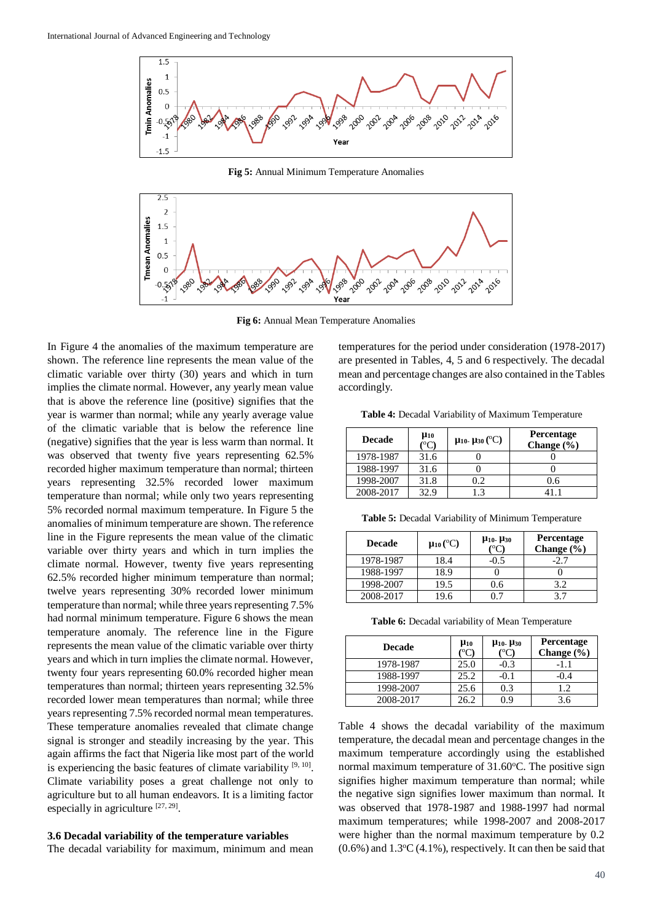Fig 5: Annual Minimum Temperature Anomalies

Fig 6: Annual Mean Temperature Anomalies

In Figure 4 the anomalies of the maximum temperature are shown. The reference line represents the mean value of the climatic variable over thirty (30) years and which in turn implies the climate normal. However, any yearly mean value that is above the reference line (positive) signifies that the year is warmer than normal; while any yearly average value of the climatic variable that is below the reference line (negative) signifies that the year is less warm than normal. It was observed that twenty five years representing 62.5% recorded higher maximum temperature than normal; thirteen years representing 32.5% recorded lower maximum temperature than normal; while only two years representing 5% recorded normal maximum temperature. In Figure 5 the anomalies of minimum temperature are shown. The reference line in the Figure represents the mean value of the climatic variable over thirty years and which in turn implies the climate normal. However, twenty five years representing 62.5% recorded higher minimum temperature than normal; twelve years representing 30% recorded lower minimum temperature than normal; while three years representing 7.5% had normal minimum temperature. Figure 6 shows the mean temperature anomaly. The reference line in the Figure represents the mean value of the climatic variable over thirty years and which in turn implies the climate normal. However, twenty four years representing 60.0% recorded higher mean temperatures than normal; thirteen years representing 32.5% recorded lower mean temperatures than normal; while three years representing 7.5% recorded normal mean temperatures. These temperature anomalies revealed that climate change signal is stronger and steadily increasing by the year. This again affirms the fact that Nigeria like most part of the world is experiencing the basic features of climate variability [9, 10]. Climate variability poses a great challenge not only to agriculture but to all human endeavors. It is a limiting factor especially in agriculture [27, 29].

### 3.6 Decadal variability of the temperature variables

The decadal variability for maximum, minimum and mean temperatures for the period under consideration (1978-2017) are presented in Tables, 4, 5 and 6 respectively. The decadal mean and percentage changes are also contained in the Tables accordingly.

**Table 4:** Decadal Variability of Maximum Temperature

| Decade | $\mu_{10}$ (°C) | $\mu_{10}$- $\mu_{30}$ (°C) | Percentage Change (%) |
|---|---|---|---|
| 1978-1987 | 31.6 | 0 | 0 |
| 1988-1997 | 31.6 | 0 | 0 |
| 1998-2007 | 31.8 | 0.2 | 0.6 |
| 2008-2017 | 32.9 | 1.3 | 41.1 |

**Table 5:** Decadal Variability of Minimum Temperature

| Decade | $\mu_{10}$ (°C) | $\mu_{10}$- $\mu_{30}$ (°C) | Percentage Change (%) |
|---|---|---|---|
| 1978-1987 | 18.4 | -0.5 | -2.7 |
| 1988-1997 | 18.9 | 0 | 0 |
| 1998-2007 | 19.5 | 0.6 | 3.2 |
| 2008-2017 | 19.6 | 0.7 | 3.7 |

**Table 6:** Decadal variability of Mean Temperature

| Decade | $\mu_{10}$ (°C) | $\mu_{10}$- $\mu_{30}$ (°C) | Percentage Change (%) |
|---|---|---|---|
| 1978-1987 | 25.0 | -0.3 | -1.1 |
| 1988-1997 | 25.2 | -0.1 | -0.4 |
| 1998-2007 | 25.6 | 0.3 | 1.2 |
| 2008-2017 | 26.2 | 0.9 | 3.6 |

Table 4 shows the decadal variability of the maximum temperature, the decadal mean and percentage changes in the maximum temperature accordingly using the established normal maximum temperature of 31.60°C. The positive sign signifies higher maximum temperature than normal; while the negative sign signifies lower maximum temperature than normal. It was observed that 1978-1987 and 1988-1997 had normal maximum temperatures; while 1998-2007 and 2008-2017 were higher than the normal maximum temperature by 0.2 (0.6%) and 1.3°C (4.1%), respectively. It can then be said that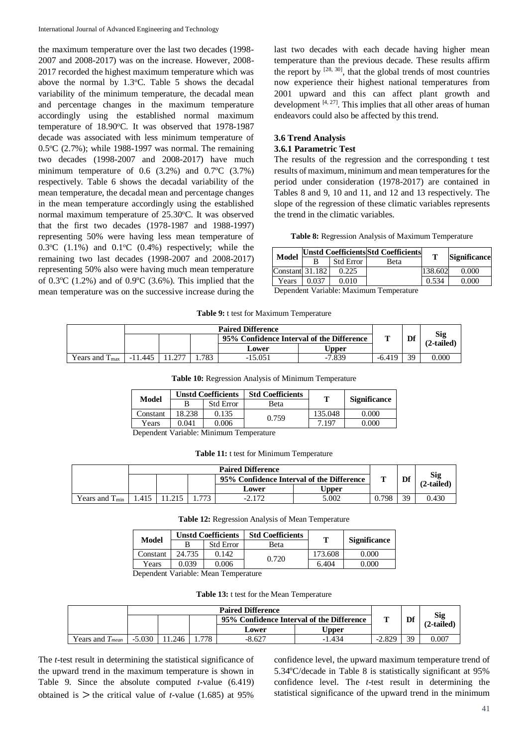the maximum temperature over the last two decades (1998-2007 and 2008-2017) was on the increase. However, 2008-2017 recorded the highest maximum temperature which was above the normal by 1.3°C. Table 5 shows the decadal variability of the minimum temperature, the decadal mean and percentage changes in the maximum temperature accordingly using the established normal maximum temperature of 18.90°C. It was observed that 1978-1987 decade was associated with less minimum temperature of 0.5°C (2.7%); while 1988-1997 was normal. The remaining two decades (1998-2007 and 2008-2017) have much minimum temperature of 0.6 (3.2%) and 0.7°C (3.7%) respectively. Table 6 shows the decadal variability of the mean temperature, the decadal mean and percentage changes in the mean temperature accordingly using the established normal maximum temperature of 25.30°C. It was observed that the first two decades (1978-1987 and 1988-1997) representing 50% were having less mean temperature of 0.3°C (1.1%) and 0.1°C (0.4%) respectively; while the remaining two last decades (1998-2007 and 2008-2017) representing 50% also were having much mean temperature of 0.3°C (1.2%) and of 0.9°C (3.6%). This implied that the mean temperature was on the successive increase during the last two decades with each decade having higher mean temperature than the previous decade. These results affirm the report by [28, 30], that the global trends of most countries now experience their highest national temperatures from 2001 upward and this can affect plant growth and development [4, 27]. This implies that all other areas of human endeavors could also be affected by this trend.

### 3.6 Trend Analysis

#### 3.6.1 Parametric Test

The results of the regression and the corresponding t test results of maximum, minimum and mean temperatures for the period under consideration (1978-2017) are contained in Tables 8 and 9, 10 and 11, and 12 and 13 respectively. The slope of the regression of these climatic variables represents the trend in the climatic variables.

**Table 8:** Regression Analysis of Maximum Temperature

| Model | Unstd Coefficients | | Std Coefficients | T | Significance |
|---|---|---|---|---|---|
| | B | Std Error | Beta | | |
| Constant | 31.182 | 0.225 | | 138.602 | 0.000 |
| Years | 0.037 | 0.010 | | 0.534 | 0.000 |

Dependent Variable: Maximum Temperature

**Table 9:** t test for Maximum Temperature

| | Paired Difference | | | | | T | Df | Sig (2-tailed) |
|---|---|---|---|---|---|---|---|---|
| | | | | 95% Confidence Interval of the Difference | | | | |
| | | | | Lower | Upper | | | |
| Years and $T_{max}$ | -11.445 | 11.277 | 1.783 | -15.051 | -7.839 | -6.419 | 39 | 0.000 |

**Table 10:** Regression Analysis of Minimum Temperature

| Model | Unstd Coefficients | | Std Coefficients | T | Significance |
|---|---|---|---|---|---|
| | B | Std Error | Beta | | |
| Constant | 18.238 | 0.135 | 0.759 | 135.048 | 0.000 |
| Years | 0.041 | 0.006 | | 7.197 | 0.000 |

Dependent Variable: Minimum Temperature

**Table 11:** t test for Minimum Temperature

| | Paired Difference | | | | | T | Df | Sig (2-tailed) |
|---|---|---|---|---|---|---|---|---|
| | | | | 95% Confidence Interval of the Difference | | | | |
| | | | | Lower | Upper | | | |
| Years and $T_{min}$ | 1.415 | 11.215 | 1.773 | -2.172 | 5.002 | 0.798 | 39 | 0.430 |

**Table 12:** Regression Analysis of Mean Temperature

| Model | Unstd Coefficients | | Std Coefficients | T | Significance |
|---|---|---|---|---|---|
| | B | Std Error | Beta | | |
| Constant | 24.735 | 0.142 | 0.720 | 173.608 | 0.000 |
| Years | 0.039 | 0.006 | | 6.404 | 0.000 |

Dependent Variable: Mean Temperature

**Table 13:** t test for the Mean Temperature

| | Paired Difference | | | | | T | Df | Sig (2-tailed) |
|---|---|---|---|---|---|---|---|---|
| | | | | 95% Confidence Interval of the Difference | | | | |
| | | | | Lower | Upper | | | |
| Years and $T_{mean}$ | -5.030 | 11.246 | 1.778 | -8.627 | -1.434 | -2.829 | 39 | 0.007 |

The *t*-test result in determining the statistical significance of the upward trend in the maximum temperature is shown in Table 9. Since the absolute computed *t*-value (6.419) obtained is > the critical value of *t*-value (1.685) at 95% confidence level, the upward maximum temperature trend of 5.34°C/decade in Table 8 is statistically significant at 95% confidence level. The *t*-test result in determining the statistical significance of the upward trend in the minimum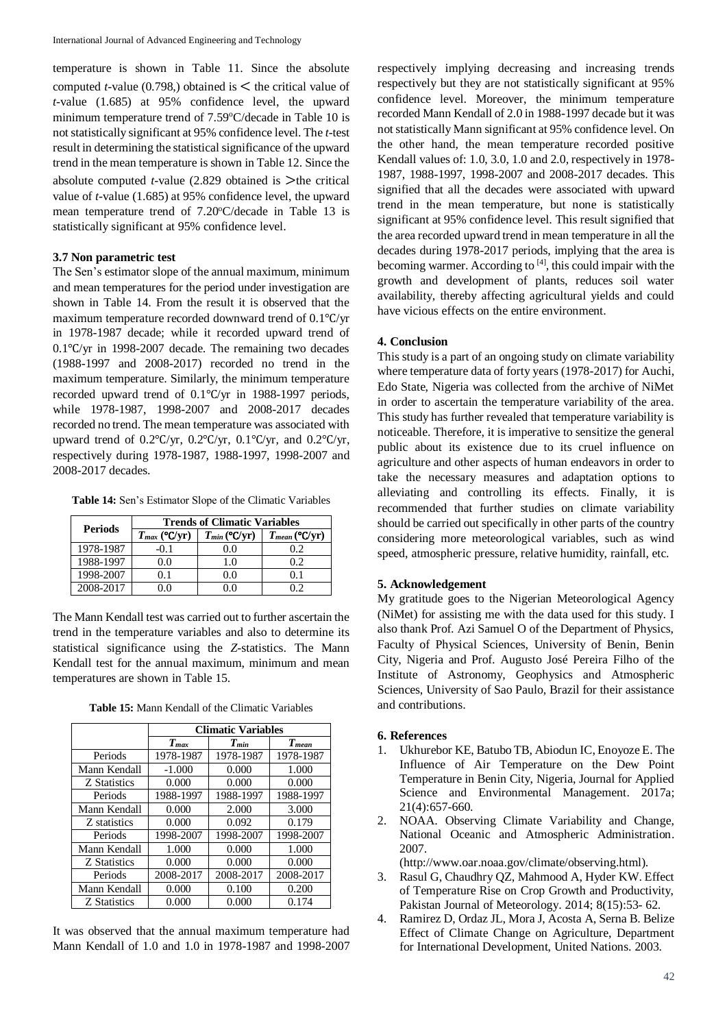temperature is shown in Table 11. Since the absolute computed *t*-value (0.798,) obtained is < the critical value of *t*-value (1.685) at 95% confidence level, the upward minimum temperature trend of 7.59°C/decade in Table 10 is not statistically significant at 95% confidence level. The *t*-test result in determining the statistical significance of the upward trend in the mean temperature is shown in Table 12. Since the absolute computed *t*-value (2.829 obtained is >the critical value of *t*-value (1.685) at 95% confidence level, the upward mean temperature trend of 7.20°C/decade in Table 13 is statistically significant at 95% confidence level.

### 3.7 Non parametric test

The Sen's estimator slope of the annual maximum, minimum and mean temperatures for the period under investigation are shown in Table 14. From the result it is observed that the maximum temperature recorded downward trend of 0.1℃/yr in 1978-1987 decade; while it recorded upward trend of 0.1℃/yr in 1998-2007 decade. The remaining two decades (1988-1997 and 2008-2017) recorded no trend in the maximum temperature. Similarly, the minimum temperature recorded upward trend of 0.1℃/yr in 1988-1997 periods, while 1978-1987, 1998-2007 and 2008-2017 decades recorded no trend. The mean temperature was associated with upward trend of 0.2℃/yr, 0.2℃/yr, 0.1℃/yr, and 0.2℃/yr, respectively during 1978-1987, 1988-1997, 1998-2007 and 2008-2017 decades.

**Table 14:** Sen's Estimator Slope of the Climatic Variables

| Periods | Trends of Climatic Variables | | |
|---|---|---|---|
| | $T_{max}$ (℃/yr) | $T_{min}$ (℃/yr) | $T_{mean}$ (℃/yr) |
| 1978-1987 | -0.1 | 0.0 | 0.2 |
| 1988-1997 | 0.0 | 1.0 | 0.2 |
| 1998-2007 | 0.1 | 0.0 | 0.1 |
| 2008-2017 | 0.0 | 0.0 | 0.2 |

The Mann Kendall test was carried out to further ascertain the trend in the temperature variables and also to determine its statistical significance using the *Z*-statistics. The Mann Kendall test for the annual maximum, minimum and mean temperatures are shown in Table 15.

**Table 15:** Mann Kendall of the Climatic Variables

| | Climatic Variables | | |
|---|---|---|---|
| | $T_{max}$ | $T_{min}$ | $T_{mean}$ |
| Periods | 1978-1987 | 1978-1987 | 1978-1987 |
| Mann Kendall | -1.000 | 0.000 | 1.000 |
| Z Statistics | 0.000 | 0.000 | 0.000 |
| Periods | 1988-1997 | 1988-1997 | 1988-1997 |
| Mann Kendall | 0.000 | 2.000 | 3.000 |
| Z statistics | 0.000 | 0.092 | 0.179 |
| Periods | 1998-2007 | 1998-2007 | 1998-2007 |
| Mann Kendall | 1.000 | 0.000 | 1.000 |
| Z Statistics | 0.000 | 0.000 | 0.000 |
| Periods | 2008-2017 | 2008-2017 | 2008-2017 |
| Mann Kendall | 0.000 | 0.100 | 0.200 |
| Z Statistics | 0.000 | 0.000 | 0.174 |

It was observed that the annual maximum temperature had Mann Kendall of 1.0 and 1.0 in 1978-1987 and 1998-2007 respectively implying decreasing and increasing trends respectively but they are not statistically significant at 95% confidence level. Moreover, the minimum temperature recorded Mann Kendall of 2.0 in 1988-1997 decade but it was not statistically Mann significant at 95% confidence level. On the other hand, the mean temperature recorded positive Kendall values of: 1.0, 3.0, 1.0 and 2.0, respectively in 1978-1987, 1988-1997, 1998-2007 and 2008-2017 decades. This signified that all the decades were associated with upward trend in the mean temperature, but none is statistically significant at 95% confidence level. This result signified that the area recorded upward trend in mean temperature in all the decades during 1978-2017 periods, implying that the area is becoming warmer. According to [4], this could impair with the growth and development of plants, reduces soil water availability, thereby affecting agricultural yields and could have vicious effects on the entire environment.

## 4. Conclusion

This study is a part of an ongoing study on climate variability where temperature data of forty years (1978-2017) for Auchi, Edo State, Nigeria was collected from the archive of NiMet in order to ascertain the temperature variability of the area. This study has further revealed that temperature variability is noticeable. Therefore, it is imperative to sensitize the general public about its existence due to its cruel influence on agriculture and other aspects of human endeavors in order to take the necessary measures and adaptation options to alleviating and controlling its effects. Finally, it is recommended that further studies on climate variability should be carried out specifically in other parts of the country considering more meteorological variables, such as wind speed, atmospheric pressure, relative humidity, rainfall, etc.

## 5. Acknowledgement

My gratitude goes to the Nigerian Meteorological Agency (NiMet) for assisting me with the data used for this study. I also thank Prof. Azi Samuel O of the Department of Physics, Faculty of Physical Sciences, University of Benin, Benin City, Nigeria and Prof. Augusto José Pereira Filho of the Institute of Astronomy, Geophysics and Atmospheric Sciences, University of Sao Paulo, Brazil for their assistance and contributions.

## 6. References

1. Ukhurebor KE, Batubo TB, Abiodun IC, Enoyoze E. The Influence of Air Temperature on the Dew Point Temperature in Benin City, Nigeria, Journal for Applied Science and Environmental Management. 2017a; 21(4):657-660.
2. NOAA. Observing Climate Variability and Change, National Oceanic and Atmospheric Administration. 2007. (http://www.oar.noaa.gov/climate/observing.html).
3. Rasul G, Chaudhry QZ, Mahmood A, Hyder KW. Effect of Temperature Rise on Crop Growth and Productivity, Pakistan Journal of Meteorology. 2014; 8(15):53- 62.
4. Ramirez D, Ordaz JL, Mora J, Acosta A, Serna B. Belize Effect of Climate Change on Agriculture, Department for International Development, United Nations. 2003.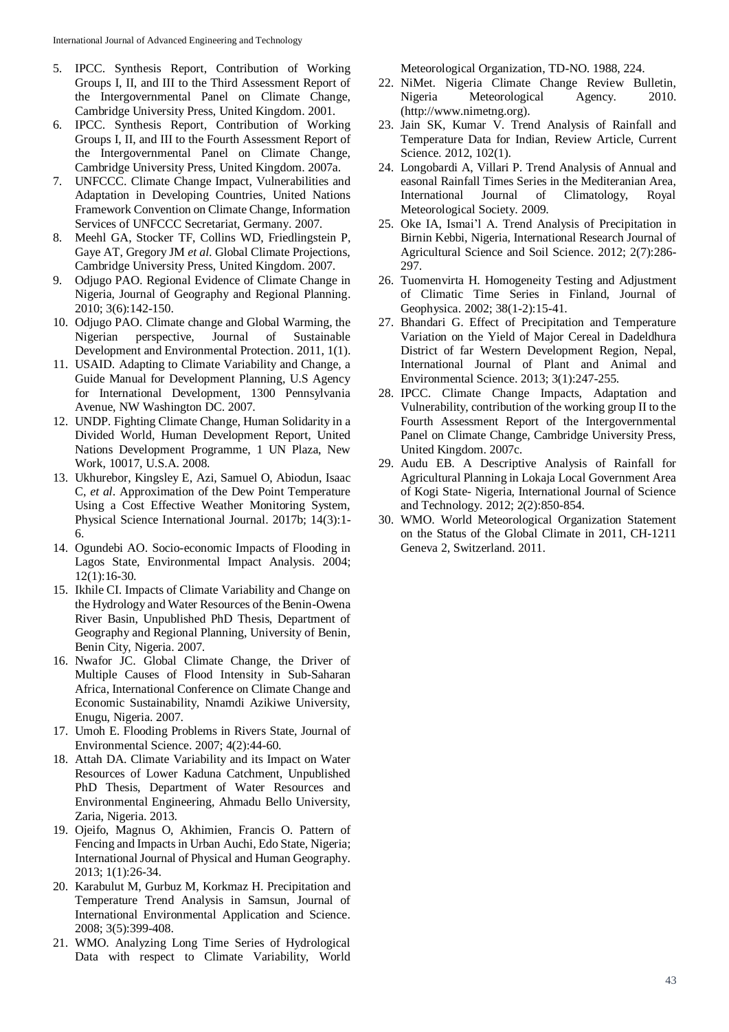5. IPCC. Synthesis Report, Contribution of Working Groups I, II, and III to the Third Assessment Report of the Intergovernmental Panel on Climate Change, Cambridge University Press, United Kingdom. 2001.
6. IPCC. Synthesis Report, Contribution of Working Groups I, II, and III to the Fourth Assessment Report of the Intergovernmental Panel on Climate Change, Cambridge University Press, United Kingdom. 2007a.
7. UNFCCC. Climate Change Impact, Vulnerabilities and Adaptation in Developing Countries, United Nations Framework Convention on Climate Change, Information Services of UNFCCC Secretariat, Germany. 2007.
8. Meehl GA, Stocker TF, Collins WD, Friedlingstein P, Gaye AT, Gregory JM *et al*. Global Climate Projections, Cambridge University Press, United Kingdom. 2007.
9. Odjugo PAO. Regional Evidence of Climate Change in Nigeria, Journal of Geography and Regional Planning. 2010; 3(6):142-150.
10. Odjugo PAO. Climate change and Global Warming, the Nigerian perspective, Journal of Sustainable Development and Environmental Protection. 2011, 1(1).
11. USAID. Adapting to Climate Variability and Change, a Guide Manual for Development Planning, U.S Agency for International Development, 1300 Pennsylvania Avenue, NW Washington DC. 2007.
12. UNDP. Fighting Climate Change, Human Solidarity in a Divided World, Human Development Report, United Nations Development Programme, 1 UN Plaza, New Work, 10017, U.S.A. 2008.
13. Ukhurebor, Kingsley E, Azi, Samuel O, Abiodun, Isaac C, *et al*. Approximation of the Dew Point Temperature Using a Cost Effective Weather Monitoring System, Physical Science International Journal. 2017b; 14(3):1-6.
14. Ogundebi AO. Socio-economic Impacts of Flooding in Lagos State, Environmental Impact Analysis. 2004; 12(1):16-30.
15. Ikhile CI. Impacts of Climate Variability and Change on the Hydrology and Water Resources of the Benin-Owena River Basin, Unpublished PhD Thesis, Department of Geography and Regional Planning, University of Benin, Benin City, Nigeria. 2007.
16. Nwafor JC. Global Climate Change, the Driver of Multiple Causes of Flood Intensity in Sub-Saharan Africa, International Conference on Climate Change and Economic Sustainability, Nnamdi Azikiwe University, Enugu, Nigeria. 2007.
17. Umoh E. Flooding Problems in Rivers State, Journal of Environmental Science. 2007; 4(2):44-60.
18. Attah DA. Climate Variability and its Impact on Water Resources of Lower Kaduna Catchment, Unpublished PhD Thesis, Department of Water Resources and Environmental Engineering, Ahmadu Bello University, Zaria, Nigeria. 2013.
19. Ojeifo, Magnus O, Akhimien, Francis O. Pattern of Fencing and Impacts in Urban Auchi, Edo State, Nigeria; International Journal of Physical and Human Geography. 2013; 1(1):26-34.
20. Karabulut M, Gurbuz M, Korkmaz H. Precipitation and Temperature Trend Analysis in Samsun, Journal of International Environmental Application and Science. 2008; 3(5):399-408.
21. WMO. Analyzing Long Time Series of Hydrological Data with respect to Climate Variability, World Meteorological Organization, TD-NO. 1988, 224.
22. NiMet. Nigeria Climate Change Review Bulletin, Nigeria Meteorological Agency. 2010. (http://www.nimetng.org).
23. Jain SK, Kumar V. Trend Analysis of Rainfall and Temperature Data for Indian, Review Article, Current Science. 2012, 102(1).
24. Longobardi A, Villari P. Trend Analysis of Annual and easonal Rainfall Times Series in the Mediteranian Area, International Journal of Climatology, Royal Meteorological Society. 2009.
25. Oke IA, Ismai'l A. Trend Analysis of Precipitation in Birnin Kebbi, Nigeria, International Research Journal of Agricultural Science and Soil Science. 2012; 2(7):286-297.
26. Tuomenvirta H. Homogeneity Testing and Adjustment of Climatic Time Series in Finland, Journal of Geophysica. 2002; 38(1-2):15-41.
27. Bhandari G. Effect of Precipitation and Temperature Variation on the Yield of Major Cereal in Dadeldhura District of far Western Development Region, Nepal, International Journal of Plant and Animal and Environmental Science. 2013; 3(1):247-255.
28. IPCC. Climate Change Impacts, Adaptation and Vulnerability, contribution of the working group II to the Fourth Assessment Report of the Intergovernmental Panel on Climate Change, Cambridge University Press, United Kingdom. 2007c.
29. Audu EB. A Descriptive Analysis of Rainfall for Agricultural Planning in Lokaja Local Government Area of Kogi State- Nigeria, International Journal of Science and Technology. 2012; 2(2):850-854.
30. WMO. World Meteorological Organization Statement on the Status of the Global Climate in 2011, CH-1211 Geneva 2, Switzerland. 2011.